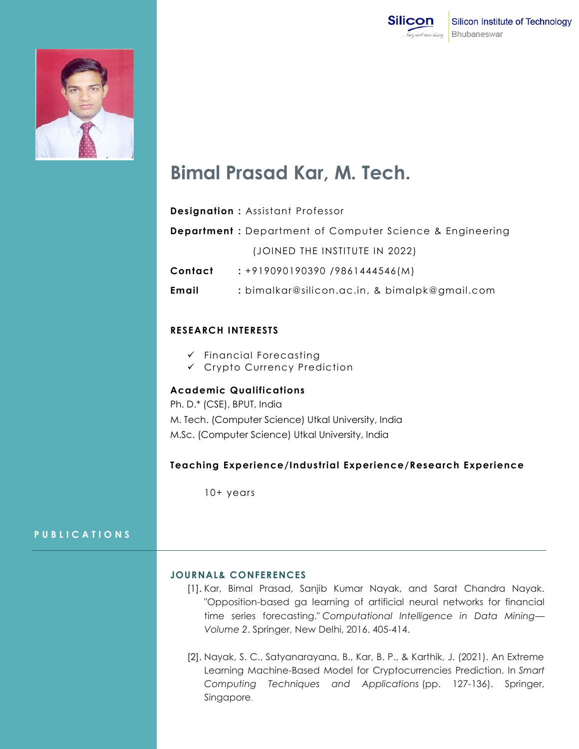Silicon Institute of Technology
Bhubaneswar

# Bimal Prasad Kar, M. Tech.

**Designation :** Assistant Professor

**Department :** Department of Computer Science & Engineering

(JOINED THE INSTITUTE IN 2022)

**Contact :** +919090190390 /9861444546(M)

**Email :** bimalkar@silicon.ac.in, & bimalpk@gmail.com

## RESEARCH INTERESTS

- ✓ Financial Forecasting
- ✓ Crypto Currency Prediction

## Academic Qualifications

Ph. D.* (CSE), BPUT, India

M. Tech. (Computer Science) Utkal University, India

M.Sc. (Computer Science) Utkal University, India

## Teaching Experience/Industrial Experience/Research Experience

10+ years

## PUBLICATIONS

### JOURNAL& CONFERENCES

[1]. Kar, Bimal Prasad, Sanjib Kumar Nayak, and Sarat Chandra Nayak. "Opposition-based ga learning of artificial neural networks for financial time series forecasting." *Computational Intelligence in Data Mining—Volume 2*. Springer, New Delhi, 2016. 405-414.

[2]. Nayak, S. C., Satyanarayana, B., Kar, B. P., & Karthik, J. (2021). An Extreme Learning Machine-Based Model for Cryptocurrencies Prediction. In *Smart Computing Techniques and Applications* (pp. 127-136). Springer, Singapore.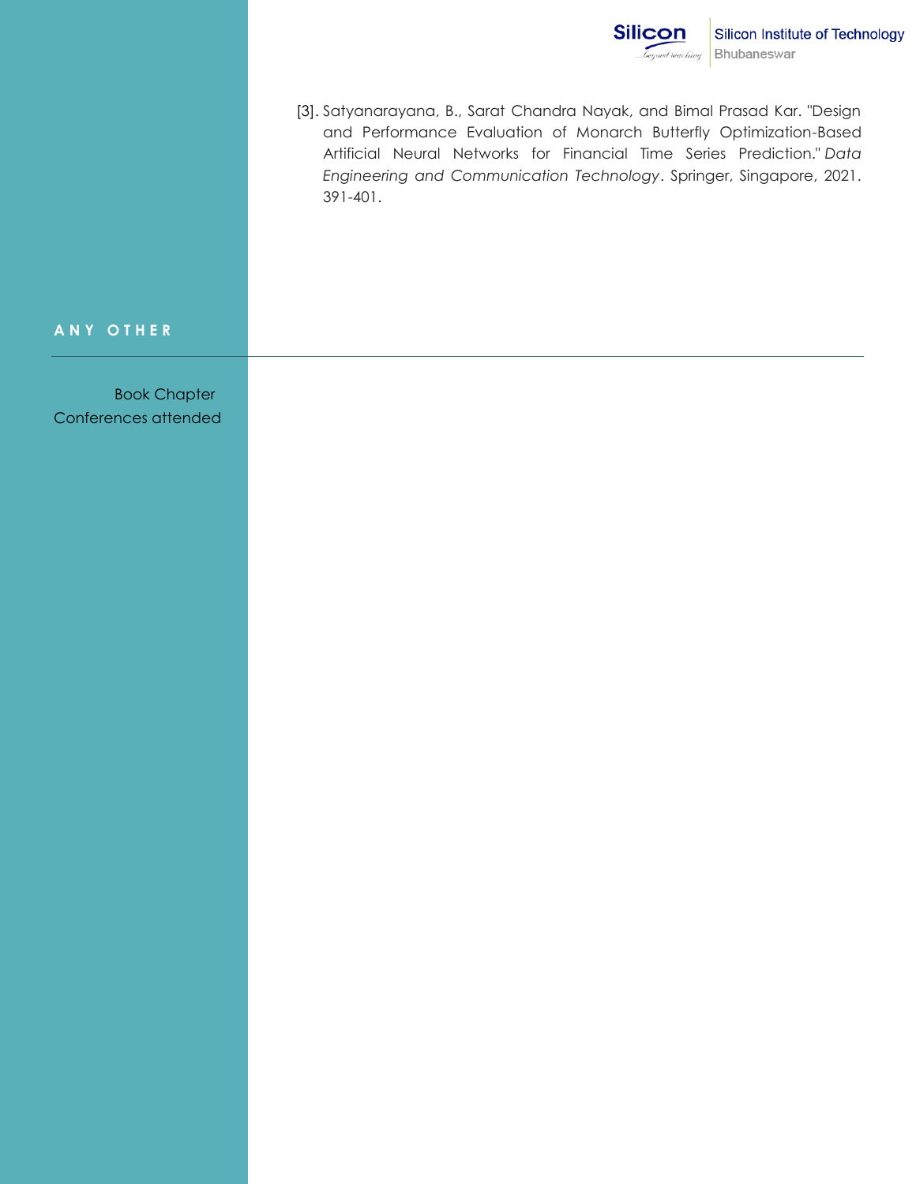[3]. Satyanarayana, B., Sarat Chandra Nayak, and Bimal Prasad Kar. "Design and Performance Evaluation of Monarch Butterfly Optimization-Based Artificial Neural Networks for Financial Time Series Prediction." *Data Engineering and Communication Technology*. Springer, Singapore, 2021. 391-401.

## ANY OTHER

Book Chapter

Conferences attended